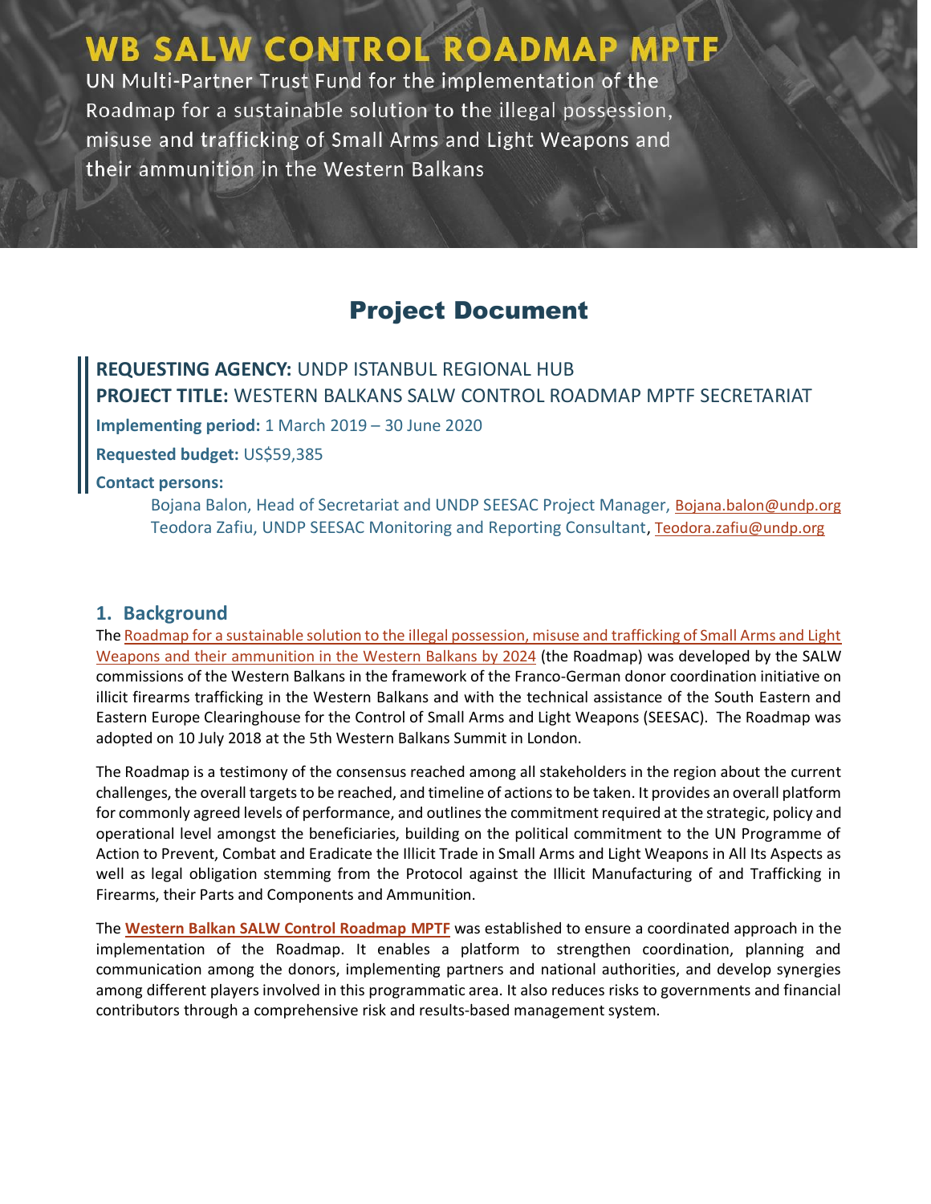# WB SALW CONTROL ROADMAP MPTF

UN Multi-Partner Trust Fund for the implementation of the Roadmap for a sustainable solution to the illegal possession, misuse and trafficking of Small Arms and Light Weapons and their ammunition in the Western Balkans

## Project Document

**REQUESTING AGENCY:** UNDP ISTANBUL REGIONAL HUB
**PROJECT TITLE:** WESTERN BALKANS SALW CONTROL ROADMAP MPTF SECRETARIAT

**Implementing period:** 1 March 2019 – 30 June 2020

**Requested budget:** US$59,385

**Contact persons:**

Bojana Balon, Head of Secretariat and UNDP SEESAC Project Manager, Bojana.balon@undp.org
Teodora Zafiu, UNDP SEESAC Monitoring and Reporting Consultant, Teodora.zafiu@undp.org

### 1. Background

The Roadmap for a sustainable solution to the illegal possession, misuse and trafficking of Small Arms and Light Weapons and their ammunition in the Western Balkans by 2024 (the Roadmap) was developed by the SALW commissions of the Western Balkans in the framework of the Franco-German donor coordination initiative on illicit firearms trafficking in the Western Balkans and with the technical assistance of the South Eastern and Eastern Europe Clearinghouse for the Control of Small Arms and Light Weapons (SEESAC). The Roadmap was adopted on 10 July 2018 at the 5th Western Balkans Summit in London.

The Roadmap is a testimony of the consensus reached among all stakeholders in the region about the current challenges, the overall targets to be reached, and timeline of actions to be taken. It provides an overall platform for commonly agreed levels of performance, and outlines the commitment required at the strategic, policy and operational level amongst the beneficiaries, building on the political commitment to the UN Programme of Action to Prevent, Combat and Eradicate the Illicit Trade in Small Arms and Light Weapons in All Its Aspects as well as legal obligation stemming from the Protocol against the Illicit Manufacturing of and Trafficking in Firearms, their Parts and Components and Ammunition.

The **Western Balkan SALW Control Roadmap MPTF** was established to ensure a coordinated approach in the implementation of the Roadmap. It enables a platform to strengthen coordination, planning and communication among the donors, implementing partners and national authorities, and develop synergies among different players involved in this programmatic area. It also reduces risks to governments and financial contributors through a comprehensive risk and results-based management system.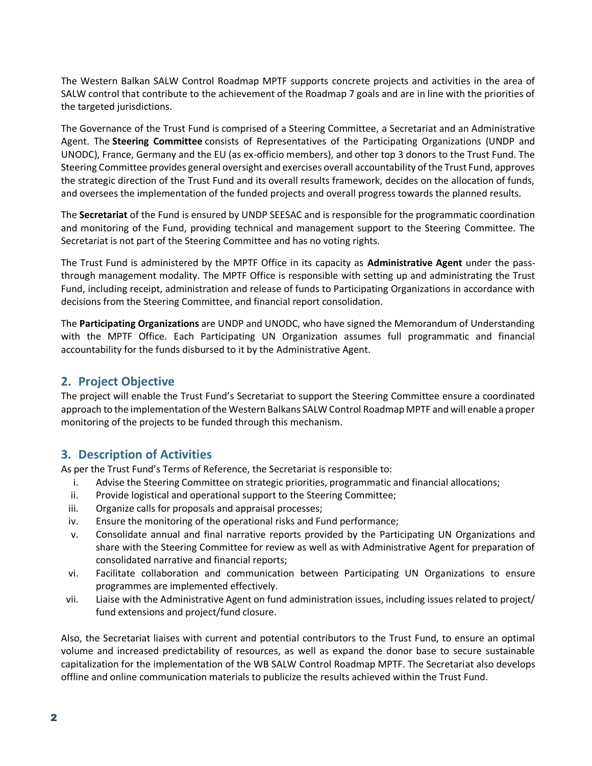The Western Balkan SALW Control Roadmap MPTF supports concrete projects and activities in the area of SALW control that contribute to the achievement of the Roadmap 7 goals and are in line with the priorities of the targeted jurisdictions.

The Governance of the Trust Fund is comprised of a Steering Committee, a Secretariat and an Administrative Agent. The **Steering Committee** consists of Representatives of the Participating Organizations (UNDP and UNODC), France, Germany and the EU (as ex-officio members), and other top 3 donors to the Trust Fund. The Steering Committee provides general oversight and exercises overall accountability of the Trust Fund, approves the strategic direction of the Trust Fund and its overall results framework, decides on the allocation of funds, and oversees the implementation of the funded projects and overall progress towards the planned results.

The **Secretariat** of the Fund is ensured by UNDP SEESAC and is responsible for the programmatic coordination and monitoring of the Fund, providing technical and management support to the Steering Committee. The Secretariat is not part of the Steering Committee and has no voting rights.

The Trust Fund is administered by the MPTF Office in its capacity as **Administrative Agent** under the pass-through management modality. The MPTF Office is responsible with setting up and administrating the Trust Fund, including receipt, administration and release of funds to Participating Organizations in accordance with decisions from the Steering Committee, and financial report consolidation.

The **Participating Organizations** are UNDP and UNODC, who have signed the Memorandum of Understanding with the MPTF Office. Each Participating UN Organization assumes full programmatic and financial accountability for the funds disbursed to it by the Administrative Agent.

## 2. Project Objective

The project will enable the Trust Fund's Secretariat to support the Steering Committee ensure a coordinated approach to the implementation of the Western Balkans SALW Control Roadmap MPTF and will enable a proper monitoring of the projects to be funded through this mechanism.

## 3. Description of Activities

As per the Trust Fund's Terms of Reference, the Secretariat is responsible to:

i. Advise the Steering Committee on strategic priorities, programmatic and financial allocations;
ii. Provide logistical and operational support to the Steering Committee;
iii. Organize calls for proposals and appraisal processes;
iv. Ensure the monitoring of the operational risks and Fund performance;
v. Consolidate annual and final narrative reports provided by the Participating UN Organizations and share with the Steering Committee for review as well as with Administrative Agent for preparation of consolidated narrative and financial reports;
vi. Facilitate collaboration and communication between Participating UN Organizations to ensure programmes are implemented effectively.
vii. Liaise with the Administrative Agent on fund administration issues, including issues related to project/ fund extensions and project/fund closure.

Also, the Secretariat liaises with current and potential contributors to the Trust Fund, to ensure an optimal volume and increased predictability of resources, as well as expand the donor base to secure sustainable capitalization for the implementation of the WB SALW Control Roadmap MPTF. The Secretariat also develops offline and online communication materials to publicize the results achieved within the Trust Fund.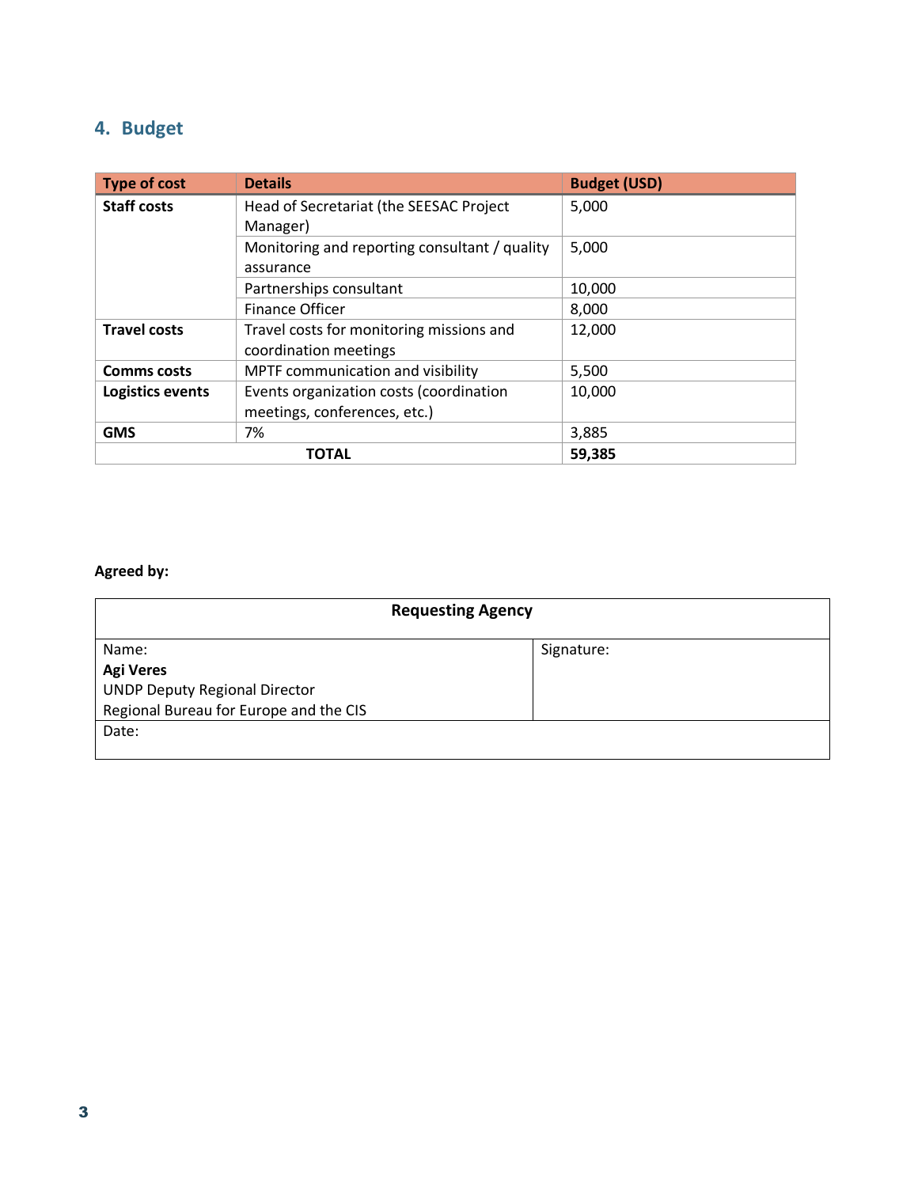## 4. Budget

| Type of cost | Details | Budget (USD) |
|---|---|---|
| **Staff costs** | Head of Secretariat (the SEESAC Project Manager) | 5,000 |
| | Monitoring and reporting consultant / quality assurance | 5,000 |
| | Partnerships consultant | 10,000 |
| | Finance Officer | 8,000 |
| **Travel costs** | Travel costs for monitoring missions and coordination meetings | 12,000 |
| **Comms costs** | MPTF communication and visibility | 5,500 |
| **Logistics events** | Events organization costs (coordination meetings, conferences, etc.) | 10,000 |
| **GMS** | 7% | 3,885 |
| **TOTAL** | | **59,385** |

**Agreed by:**

| **Requesting Agency** | |
|---|---|
| Name:<br>**Agi Veres**<br>UNDP Deputy Regional Director<br>Regional Bureau for Europe and the CIS | Signature: |
| Date: | |